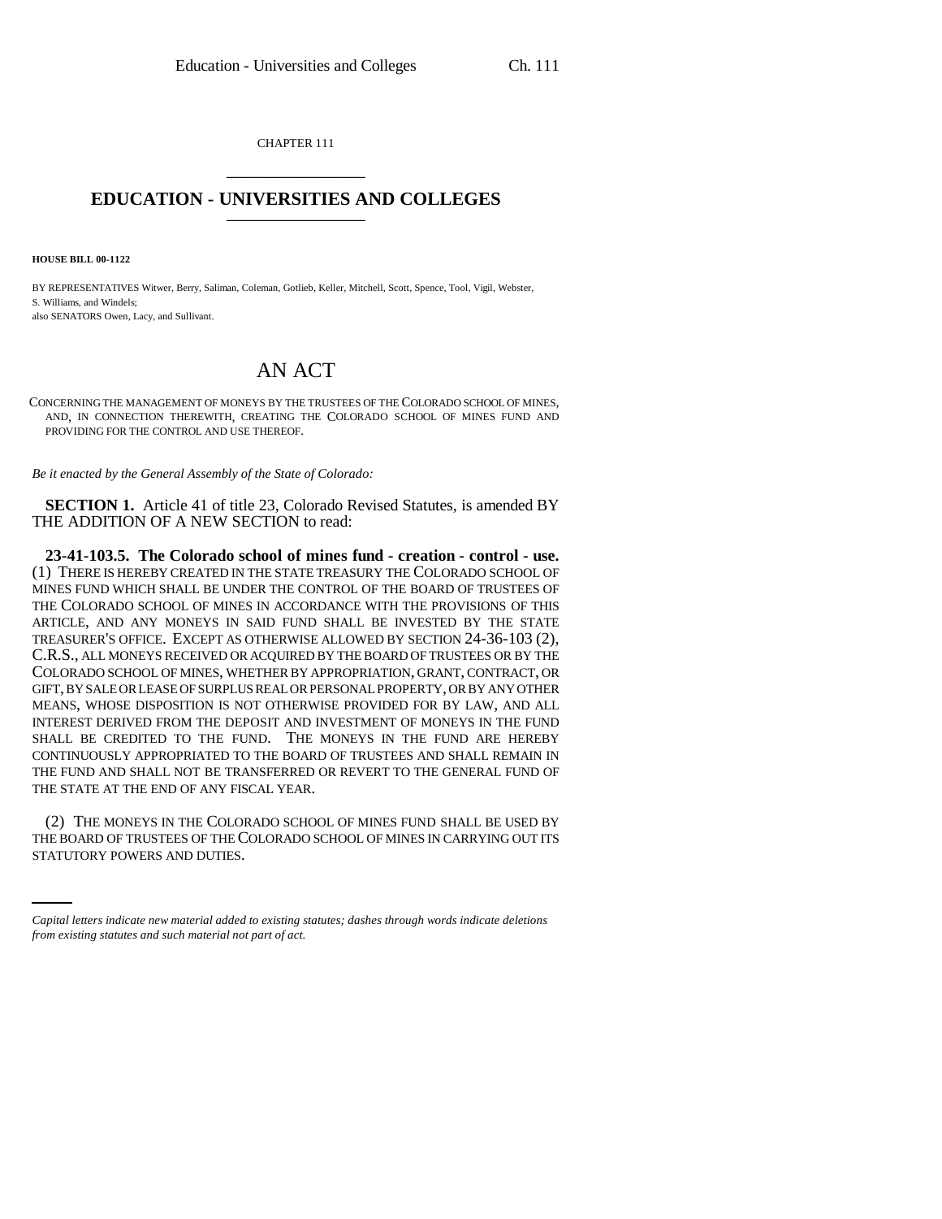CHAPTER 111

# EDUCATION - UNIVERSITIES AND COLLEGES

**HOUSE BILL 00-1122**

BY REPRESENTATIVES Witwer, Berry, Saliman, Coleman, Gotlieb, Keller, Mitchell, Scott, Spence, Tool, Vigil, Webster, S. Williams, and Windels;
also SENATORS Owen, Lacy, and Sullivant.

# AN ACT

CONCERNING THE MANAGEMENT OF MONEYS BY THE TRUSTEES OF THE COLORADO SCHOOL OF MINES, AND, IN CONNECTION THEREWITH, CREATING THE COLORADO SCHOOL OF MINES FUND AND PROVIDING FOR THE CONTROL AND USE THEREOF.

*Be it enacted by the General Assembly of the State of Colorado:*

**SECTION 1.** Article 41 of title 23, Colorado Revised Statutes, is amended BY THE ADDITION OF A NEW SECTION to read:

**23-41-103.5. The Colorado school of mines fund - creation - control - use.** (1) THERE IS HEREBY CREATED IN THE STATE TREASURY THE COLORADO SCHOOL OF MINES FUND WHICH SHALL BE UNDER THE CONTROL OF THE BOARD OF TRUSTEES OF THE COLORADO SCHOOL OF MINES IN ACCORDANCE WITH THE PROVISIONS OF THIS ARTICLE, AND ANY MONEYS IN SAID FUND SHALL BE INVESTED BY THE STATE TREASURER'S OFFICE. EXCEPT AS OTHERWISE ALLOWED BY SECTION 24-36-103 (2), C.R.S., ALL MONEYS RECEIVED OR ACQUIRED BY THE BOARD OF TRUSTEES OR BY THE COLORADO SCHOOL OF MINES, WHETHER BY APPROPRIATION, GRANT, CONTRACT, OR GIFT, BY SALE OR LEASE OF SURPLUS REAL OR PERSONAL PROPERTY, OR BY ANY OTHER MEANS, WHOSE DISPOSITION IS NOT OTHERWISE PROVIDED FOR BY LAW, AND ALL INTEREST DERIVED FROM THE DEPOSIT AND INVESTMENT OF MONEYS IN THE FUND SHALL BE CREDITED TO THE FUND. THE MONEYS IN THE FUND ARE HEREBY CONTINUOUSLY APPROPRIATED TO THE BOARD OF TRUSTEES AND SHALL REMAIN IN THE FUND AND SHALL NOT BE TRANSFERRED OR REVERT TO THE GENERAL FUND OF THE STATE AT THE END OF ANY FISCAL YEAR.

(2) THE MONEYS IN THE COLORADO SCHOOL OF MINES FUND SHALL BE USED BY THE BOARD OF TRUSTEES OF THE COLORADO SCHOOL OF MINES IN CARRYING OUT ITS STATUTORY POWERS AND DUTIES.

*Capital letters indicate new material added to existing statutes; dashes through words indicate deletions from existing statutes and such material not part of act.*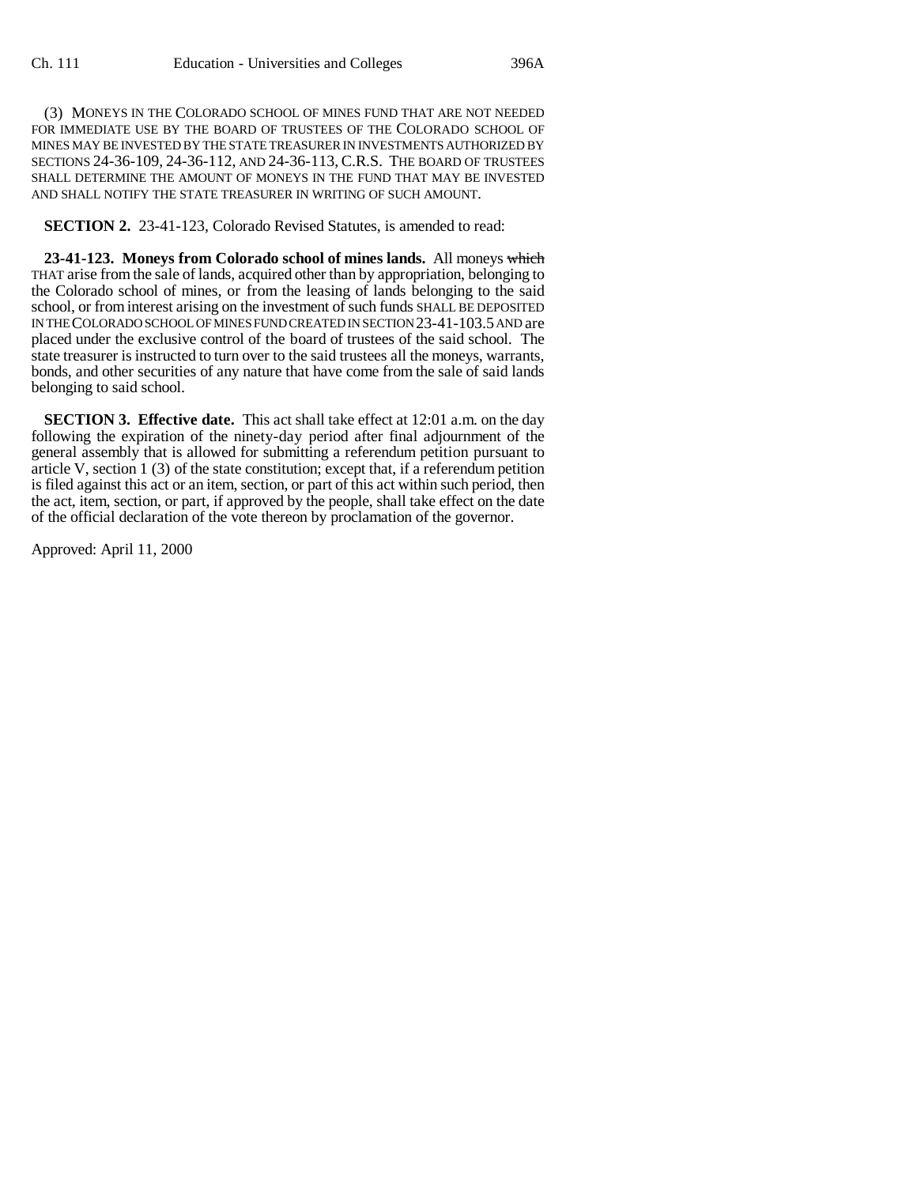(3) MONEYS IN THE COLORADO SCHOOL OF MINES FUND THAT ARE NOT NEEDED FOR IMMEDIATE USE BY THE BOARD OF TRUSTEES OF THE COLORADO SCHOOL OF MINES MAY BE INVESTED BY THE STATE TREASURER IN INVESTMENTS AUTHORIZED BY SECTIONS 24-36-109, 24-36-112, AND 24-36-113, C.R.S. THE BOARD OF TRUSTEES SHALL DETERMINE THE AMOUNT OF MONEYS IN THE FUND THAT MAY BE INVESTED AND SHALL NOTIFY THE STATE TREASURER IN WRITING OF SUCH AMOUNT.

**SECTION 2.** 23-41-123, Colorado Revised Statutes, is amended to read:

**23-41-123. Moneys from Colorado school of mines lands.** All moneys ~~which~~ THAT arise from the sale of lands, acquired other than by appropriation, belonging to the Colorado school of mines, or from the leasing of lands belonging to the said school, or from interest arising on the investment of such funds SHALL BE DEPOSITED IN THE COLORADO SCHOOL OF MINES FUND CREATED IN SECTION 23-41-103.5 AND are placed under the exclusive control of the board of trustees of the said school. The state treasurer is instructed to turn over to the said trustees all the moneys, warrants, bonds, and other securities of any nature that have come from the sale of said lands belonging to said school.

**SECTION 3. Effective date.** This act shall take effect at 12:01 a.m. on the day following the expiration of the ninety-day period after final adjournment of the general assembly that is allowed for submitting a referendum petition pursuant to article V, section 1 (3) of the state constitution; except that, if a referendum petition is filed against this act or an item, section, or part of this act within such period, then the act, item, section, or part, if approved by the people, shall take effect on the date of the official declaration of the vote thereon by proclamation of the governor.

Approved: April 11, 2000